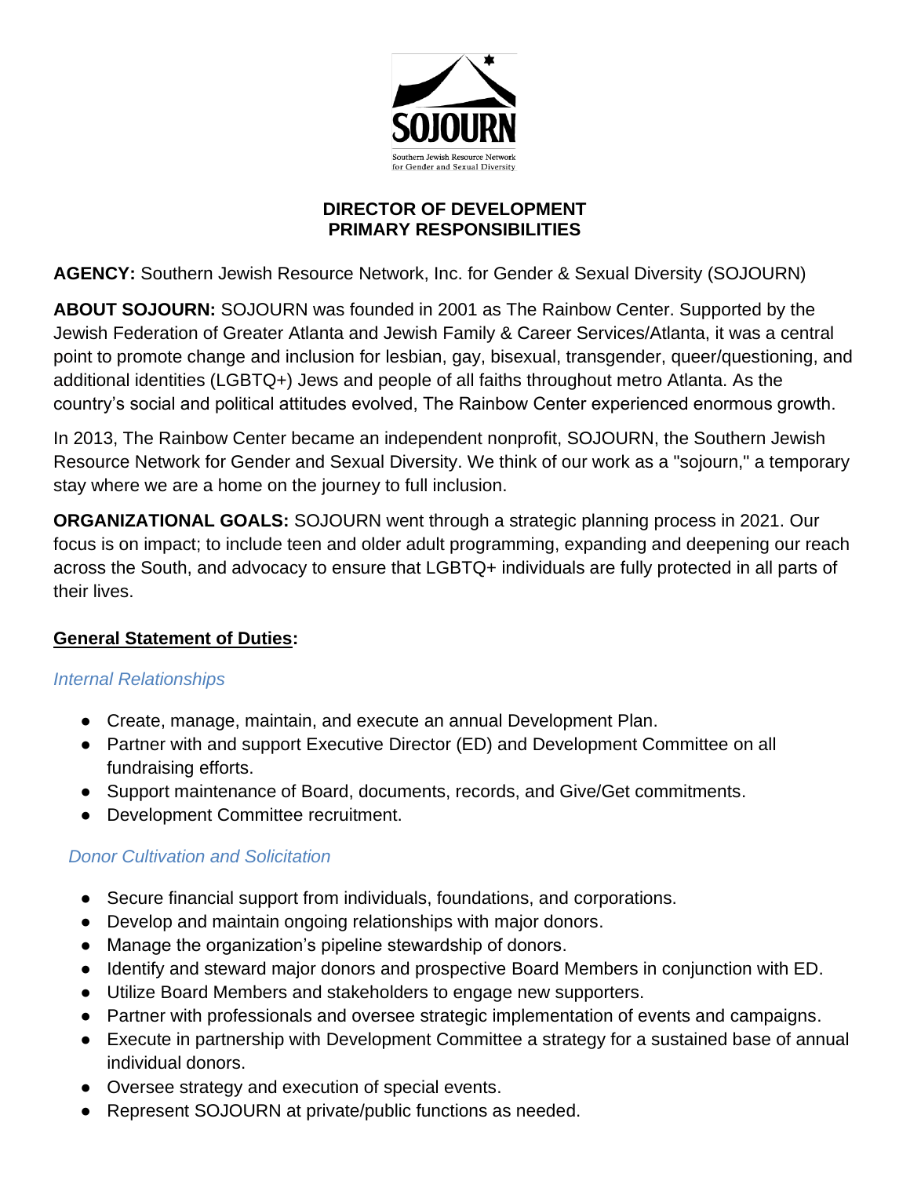SOJOURN

Southern Jewish Resource Network for Gender and Sexual Diversity

# DIRECTOR OF DEVELOPMENT
# PRIMARY RESPONSIBILITIES

**AGENCY:** Southern Jewish Resource Network, Inc. for Gender & Sexual Diversity (SOJOURN)

**ABOUT SOJOURN:** SOJOURN was founded in 2001 as The Rainbow Center. Supported by the Jewish Federation of Greater Atlanta and Jewish Family & Career Services/Atlanta, it was a central point to promote change and inclusion for lesbian, gay, bisexual, transgender, queer/questioning, and additional identities (LGBTQ+) Jews and people of all faiths throughout metro Atlanta. As the country's social and political attitudes evolved, The Rainbow Center experienced enormous growth.

In 2013, The Rainbow Center became an independent nonprofit, SOJOURN, the Southern Jewish Resource Network for Gender and Sexual Diversity. We think of our work as a "sojourn," a temporary stay where we are a home on the journey to full inclusion.

**ORGANIZATIONAL GOALS:** SOJOURN went through a strategic planning process in 2021. Our focus is on impact; to include teen and older adult programming, expanding and deepening our reach across the South, and advocacy to ensure that LGBTQ+ individuals are fully protected in all parts of their lives.

## General Statement of Duties:

### *Internal Relationships*

- Create, manage, maintain, and execute an annual Development Plan.
- Partner with and support Executive Director (ED) and Development Committee on all fundraising efforts.
- Support maintenance of Board, documents, records, and Give/Get commitments.
- Development Committee recruitment.

### *Donor Cultivation and Solicitation*

- Secure financial support from individuals, foundations, and corporations.
- Develop and maintain ongoing relationships with major donors.
- Manage the organization's pipeline stewardship of donors.
- Identify and steward major donors and prospective Board Members in conjunction with ED.
- Utilize Board Members and stakeholders to engage new supporters.
- Partner with professionals and oversee strategic implementation of events and campaigns.
- Execute in partnership with Development Committee a strategy for a sustained base of annual individual donors.
- Oversee strategy and execution of special events.
- Represent SOJOURN at private/public functions as needed.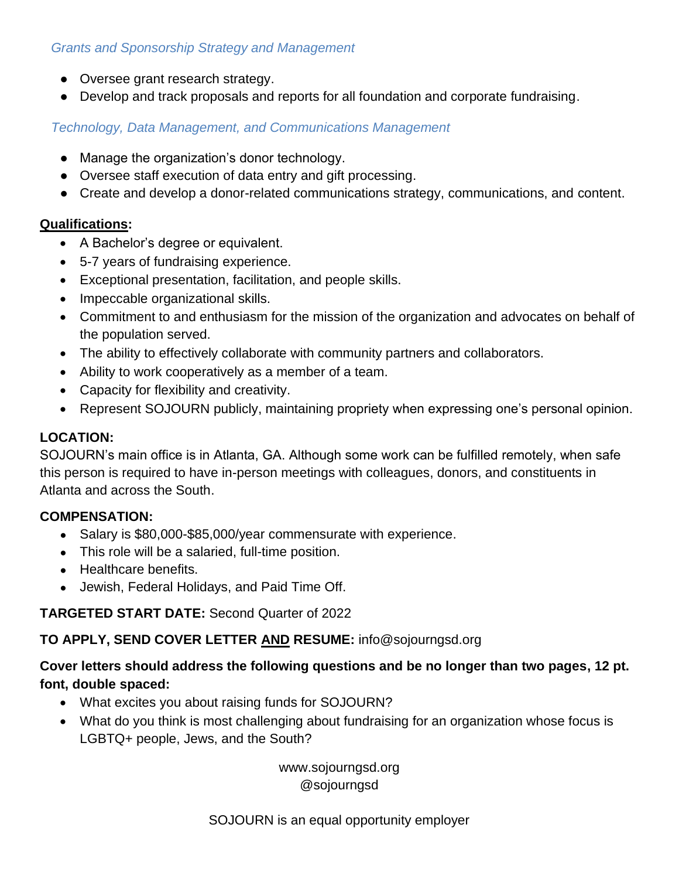*Grants and Sponsorship Strategy and Management*

- Oversee grant research strategy.
- Develop and track proposals and reports for all foundation and corporate fundraising.

*Technology, Data Management, and Communications Management*

- Manage the organization's donor technology.
- Oversee staff execution of data entry and gift processing.
- Create and develop a donor-related communications strategy, communications, and content.

**<u>Qualifications</u>:**

- A Bachelor's degree or equivalent.
- 5-7 years of fundraising experience.
- Exceptional presentation, facilitation, and people skills.
- Impeccable organizational skills.
- Commitment to and enthusiasm for the mission of the organization and advocates on behalf of the population served.
- The ability to effectively collaborate with community partners and collaborators.
- Ability to work cooperatively as a member of a team.
- Capacity for flexibility and creativity.
- Represent SOJOURN publicly, maintaining propriety when expressing one's personal opinion.

**LOCATION:**

SOJOURN's main office is in Atlanta, GA. Although some work can be fulfilled remotely, when safe this person is required to have in-person meetings with colleagues, donors, and constituents in Atlanta and across the South.

**COMPENSATION:**

- Salary is $80,000-$85,000/year commensurate with experience.
- This role will be a salaried, full-time position.
- Healthcare benefits.
- Jewish, Federal Holidays, and Paid Time Off.

**TARGETED START DATE:** Second Quarter of 2022

**TO APPLY, SEND COVER LETTER <u>AND</u> RESUME:** info@sojourngsd.org

**Cover letters should address the following questions and be no longer than two pages, 12 pt. font, double spaced:**

- What excites you about raising funds for SOJOURN?
- What do you think is most challenging about fundraising for an organization whose focus is LGBTQ+ people, Jews, and the South?

www.sojourngsd.org
@sojourngsd

SOJOURN is an equal opportunity employer